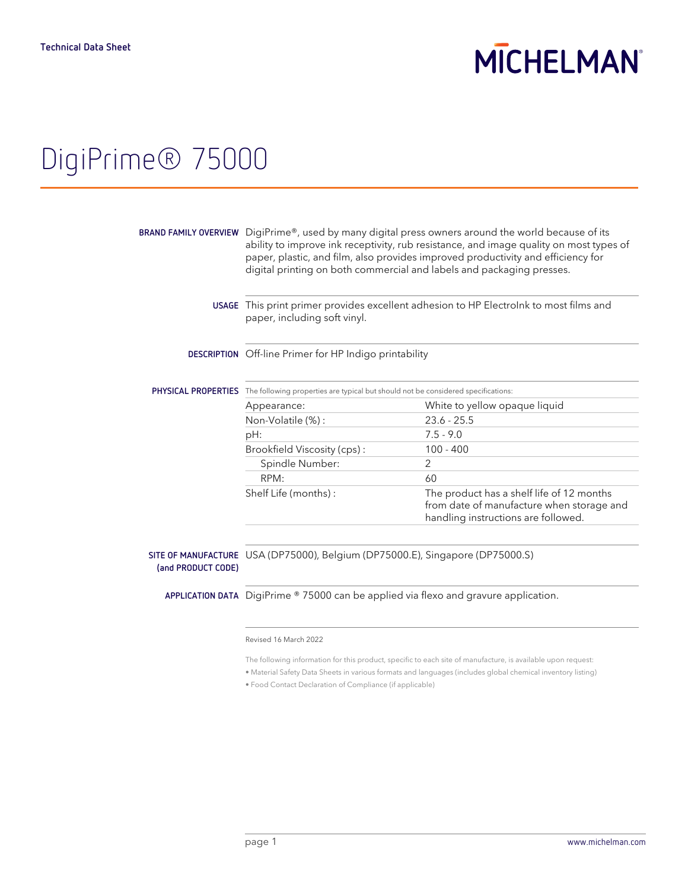Technical Data Sheet

MICHELMAN

# DigiPrime® 75000

**BRAND FAMILY OVERVIEW** DigiPrime®, used by many digital press owners around the world because of its ability to improve ink receptivity, rub resistance, and image quality on most types of paper, plastic, and film, also provides improved productivity and efficiency for digital printing on both commercial and labels and packaging presses.

**USAGE** This print primer provides excellent adhesion to HP ElectroInk to most films and paper, including soft vinyl.

**DESCRIPTION** Off-line Primer for HP Indigo printability

**PHYSICAL PROPERTIES** The following properties are typical but should not be considered specifications:

| Property | Value |
|---|---|
| Appearance: | White to yellow opaque liquid |
| Non-Volatile (%) : | 23.6 - 25.5 |
| pH: | 7.5 - 9.0 |
| Brookfield Viscosity (cps) : | 100 - 400 |
| Spindle Number: | 2 |
| RPM: | 60 |
| Shelf Life (months) : | The product has a shelf life of 12 months from date of manufacture when storage and handling instructions are followed. |

**SITE OF MANUFACTURE (and PRODUCT CODE)** USA (DP75000), Belgium (DP75000.E), Singapore (DP75000.S)

**APPLICATION DATA** DigiPrime ® 75000 can be applied via flexo and gravure application.

Revised 16 March 2022

The following information for this product, specific to each site of manufacture, is available upon request:

- Material Safety Data Sheets in various formats and languages (includes global chemical inventory listing)
- Food Contact Declaration of Compliance (if applicable)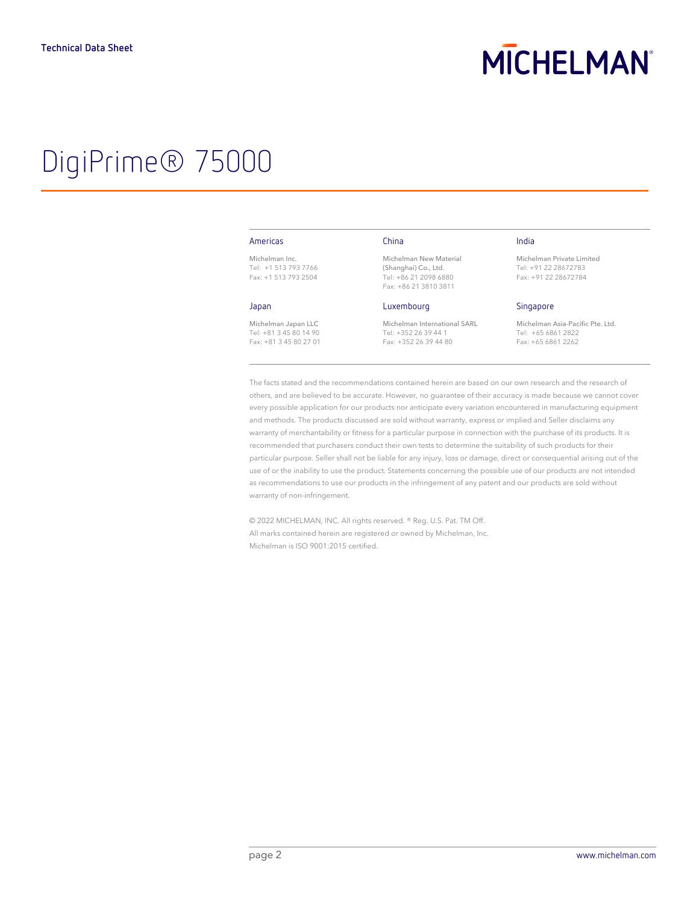# DigiPrime® 75000

### Americas

Michelman Inc.
Tel: +1 513 793 7766
Fax: +1 513 793 2504

### China

Michelman New Material (Shanghai) Co., Ltd.
Tel: +86 21 2098 6880
Fax: +86 21 3810 3811

### India

Michelman Private Limited
Tel: +91 22 28672783
Fax: +91 22 28672784

### Japan

Michelman Japan LLC
Tel: +81 3 45 80 14 90
Fax: +81 3 45 80 27 01

### Luxembourg

Michelman International SARL
Tel: +352 26 39 44 1
Fax: +352 26 39 44 80

### Singapore

Michelman Asia-Pacific Pte. Ltd.
Tel: +65 6861 2822
Fax: +65 6861 2262

The facts stated and the recommendations contained herein are based on our own research and the research of others, and are believed to be accurate. However, no guarantee of their accuracy is made because we cannot cover every possible application for our products nor anticipate every variation encountered in manufacturing equipment and methods. The products discussed are sold without warranty, express or implied and Seller disclaims any warranty of merchantability or fitness for a particular purpose in connection with the purchase of its products. It is recommended that purchasers conduct their own tests to determine the suitability of such products for their particular purpose. Seller shall not be liable for any injury, loss or damage, direct or consequential arising out of the use of or the inability to use the product. Statements concerning the possible use of our products are not intended as recommendations to use our products in the infringement of any patent and our products are sold without warranty of non-infringement.

© 2022 MICHELMAN, INC. All rights reserved. ® Reg. U.S. Pat. TM Off.
All marks contained herein are registered or owned by Michelman, Inc.
Michelman is ISO 9001:2015 certified.